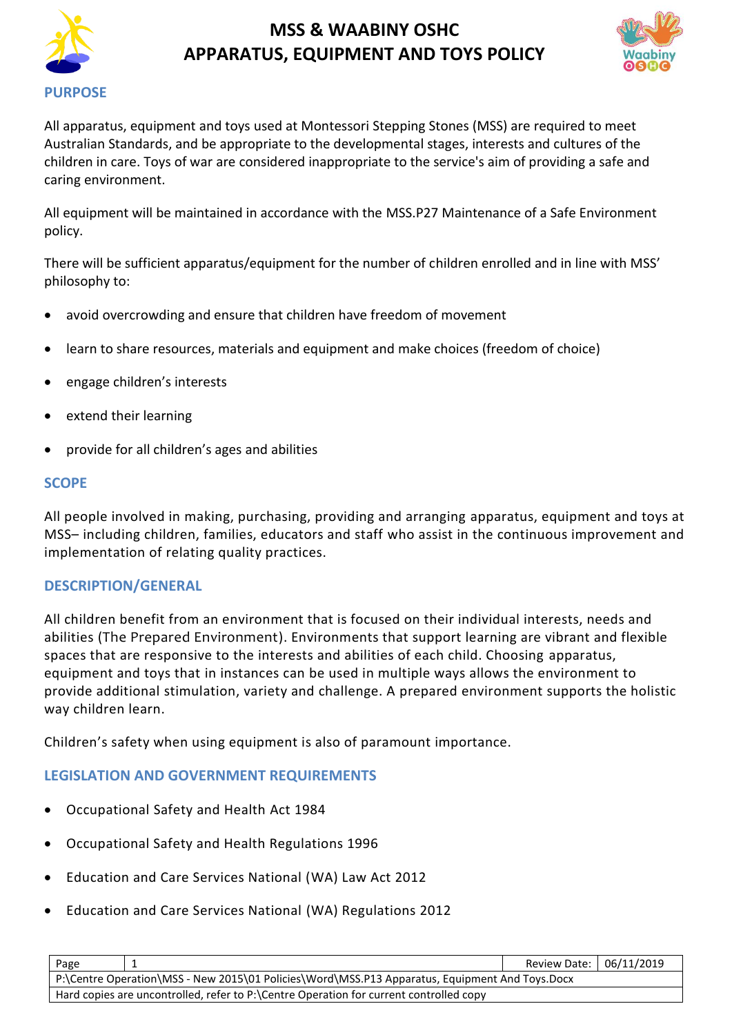# MSS & WAABINY OSHC
# APPARATUS, EQUIPMENT AND TOYS POLICY

## PURPOSE

All apparatus, equipment and toys used at Montessori Stepping Stones (MSS) are required to meet Australian Standards, and be appropriate to the developmental stages, interests and cultures of the children in care. Toys of war are considered inappropriate to the service's aim of providing a safe and caring environment.

All equipment will be maintained in accordance with the MSS.P27 Maintenance of a Safe Environment policy.

There will be sufficient apparatus/equipment for the number of children enrolled and in line with MSS' philosophy to:

- avoid overcrowding and ensure that children have freedom of movement
- learn to share resources, materials and equipment and make choices (freedom of choice)
- engage children's interests
- extend their learning
- provide for all children's ages and abilities

## SCOPE

All people involved in making, purchasing, providing and arranging apparatus, equipment and toys at MSS– including children, families, educators and staff who assist in the continuous improvement and implementation of relating quality practices.

## DESCRIPTION/GENERAL

All children benefit from an environment that is focused on their individual interests, needs and abilities (The Prepared Environment). Environments that support learning are vibrant and flexible spaces that are responsive to the interests and abilities of each child. Choosing apparatus, equipment and toys that in instances can be used in multiple ways allows the environment to provide additional stimulation, variety and challenge. A prepared environment supports the holistic way children learn.

Children's safety when using equipment is also of paramount importance.

## LEGISLATION AND GOVERNMENT REQUIREMENTS

- Occupational Safety and Health Act 1984
- Occupational Safety and Health Regulations 1996
- Education and Care Services National (WA) Law Act 2012
- Education and Care Services National (WA) Regulations 2012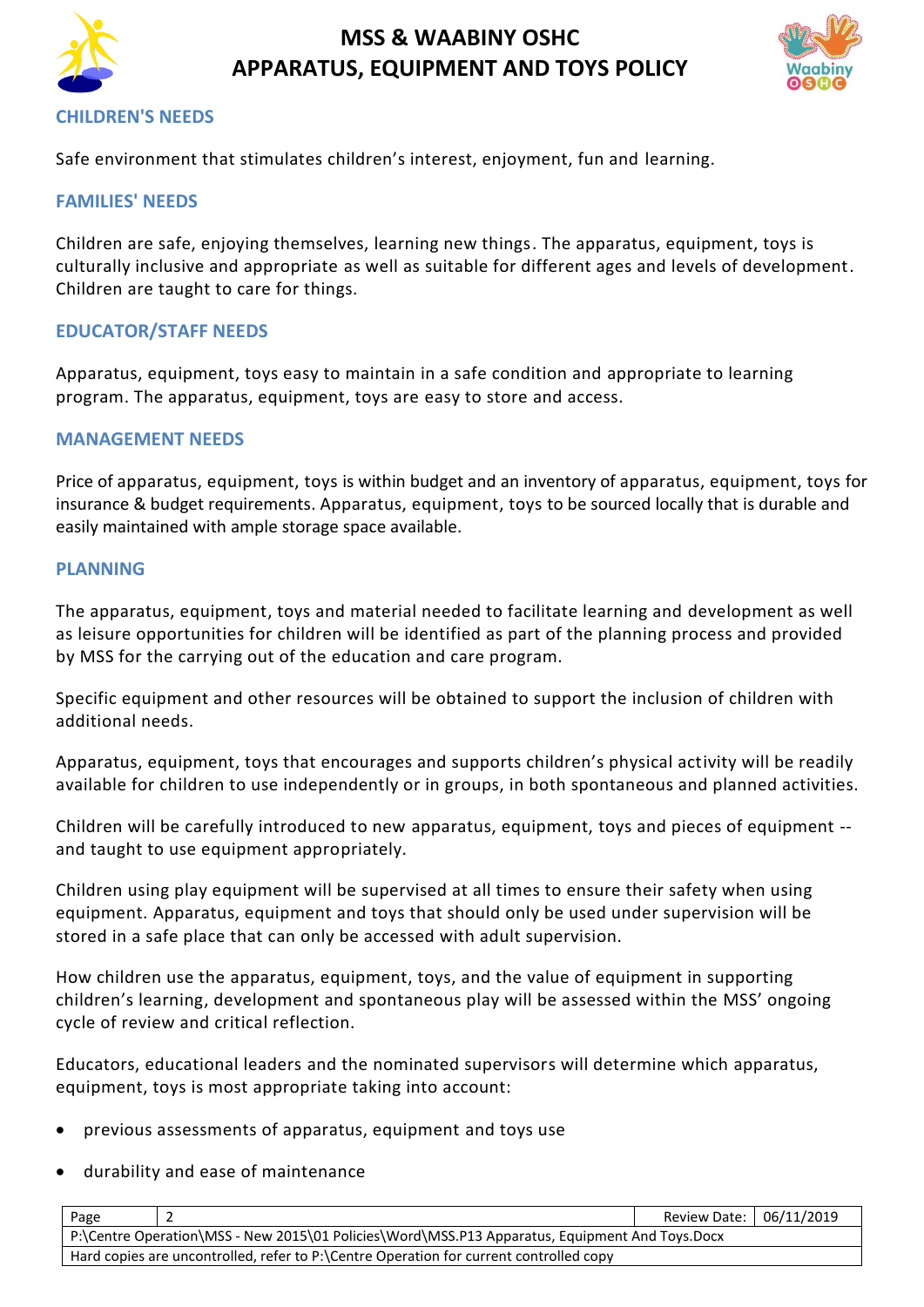## CHILDREN'S NEEDS

Safe environment that stimulates children's interest, enjoyment, fun and learning.

## FAMILIES' NEEDS

Children are safe, enjoying themselves, learning new things. The apparatus, equipment, toys is culturally inclusive and appropriate as well as suitable for different ages and levels of development. Children are taught to care for things.

## EDUCATOR/STAFF NEEDS

Apparatus, equipment, toys easy to maintain in a safe condition and appropriate to learning program. The apparatus, equipment, toys are easy to store and access.

## MANAGEMENT NEEDS

Price of apparatus, equipment, toys is within budget and an inventory of apparatus, equipment, toys for insurance & budget requirements. Apparatus, equipment, toys to be sourced locally that is durable and easily maintained with ample storage space available.

## PLANNING

The apparatus, equipment, toys and material needed to facilitate learning and development as well as leisure opportunities for children will be identified as part of the planning process and provided by MSS for the carrying out of the education and care program.

Specific equipment and other resources will be obtained to support the inclusion of children with additional needs.

Apparatus, equipment, toys that encourages and supports children's physical activity will be readily available for children to use independently or in groups, in both spontaneous and planned activities.

Children will be carefully introduced to new apparatus, equipment, toys and pieces of equipment -- and taught to use equipment appropriately.

Children using play equipment will be supervised at all times to ensure their safety when using equipment. Apparatus, equipment and toys that should only be used under supervision will be stored in a safe place that can only be accessed with adult supervision.

How children use the apparatus, equipment, toys, and the value of equipment in supporting children's learning, development and spontaneous play will be assessed within the MSS' ongoing cycle of review and critical reflection.

Educators, educational leaders and the nominated supervisors will determine which apparatus, equipment, toys is most appropriate taking into account:

- previous assessments of apparatus, equipment and toys use
- durability and ease of maintenance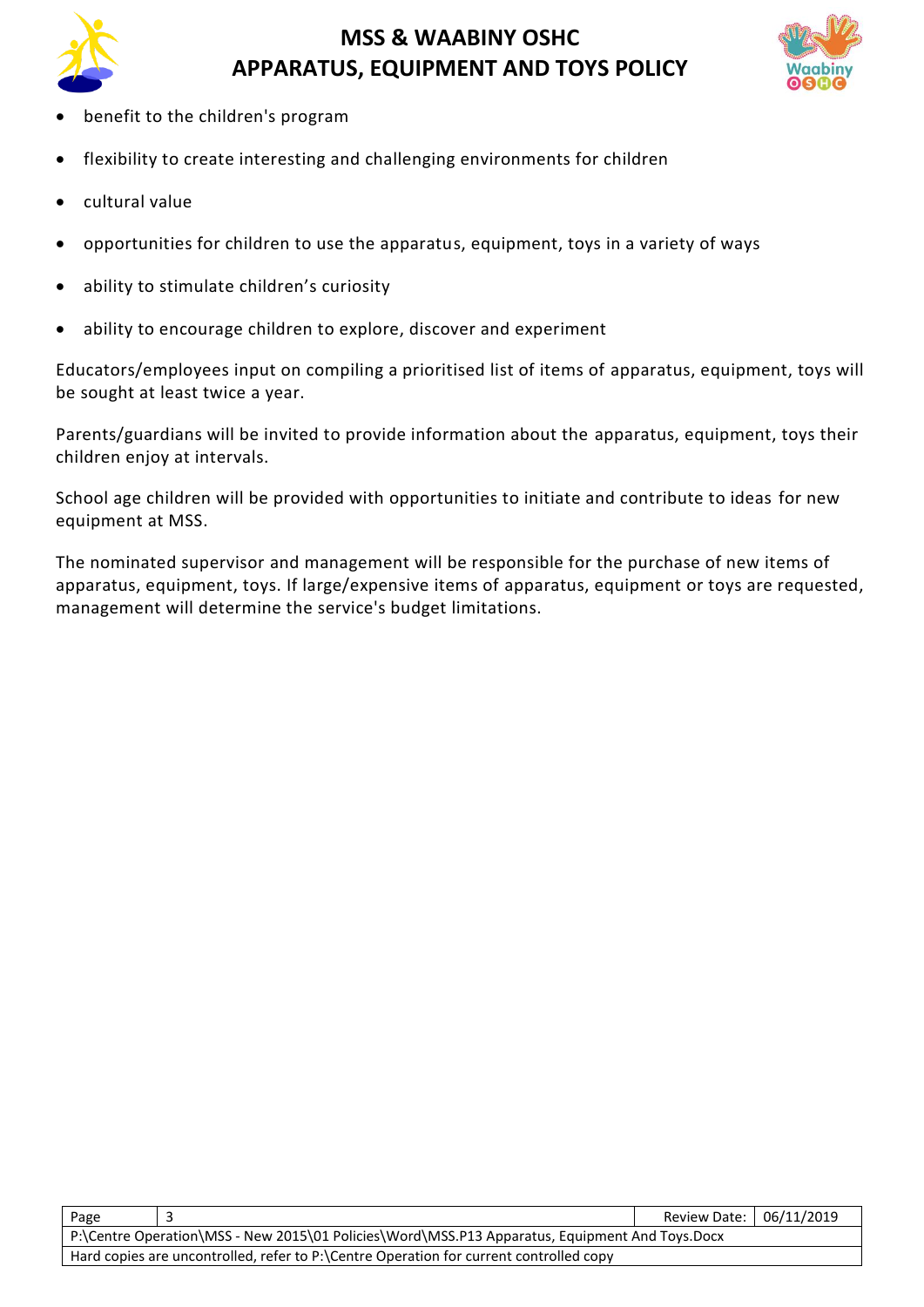- benefit to the children's program
- flexibility to create interesting and challenging environments for children
- cultural value
- opportunities for children to use the apparatus, equipment, toys in a variety of ways
- ability to stimulate children's curiosity
- ability to encourage children to explore, discover and experiment

Educators/employees input on compiling a prioritised list of items of apparatus, equipment, toys will be sought at least twice a year.

Parents/guardians will be invited to provide information about the apparatus, equipment, toys their children enjoy at intervals.

School age children will be provided with opportunities to initiate and contribute to ideas for new equipment at MSS.

The nominated supervisor and management will be responsible for the purchase of new items of apparatus, equipment, toys. If large/expensive items of apparatus, equipment or toys are requested, management will determine the service's budget limitations.